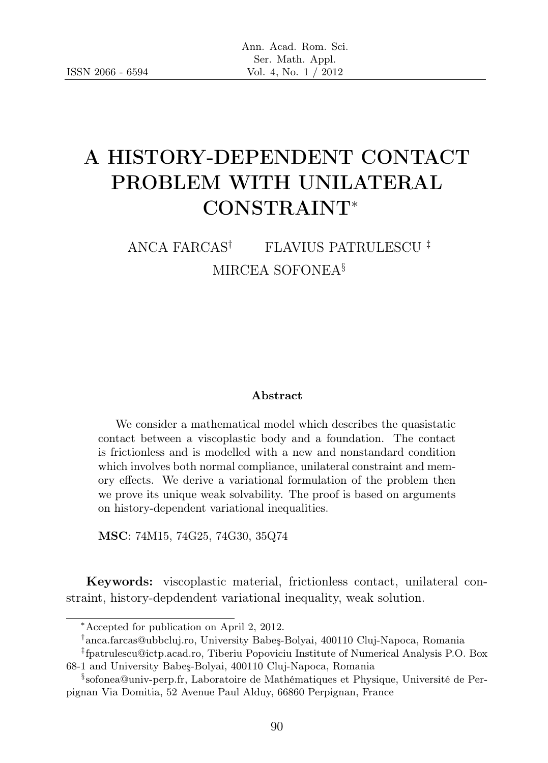ISSN 2066 - 6594

# A HISTORY-DEPENDENT CONTACT PROBLEM WITH UNILATERAL CONSTRAINT*

ANCA FARCAS[†] FLAVIUS PATRULESCU [‡]
MIRCEA SOFONEA[§]

### Abstract

We consider a mathematical model which describes the quasistatic contact between a viscoplastic body and a foundation. The contact is frictionless and is modelled with a new and nonstandard condition which involves both normal compliance, unilateral constraint and memory effects. We derive a variational formulation of the problem then we prove its unique weak solvability. The proof is based on arguments on history-dependent variational inequalities.

**MSC**: 74M15, 74G25, 74G30, 35Q74

**Keywords:** viscoplastic material, frictionless contact, unilateral constraint, history-depdendent variational inequality, weak solution.

---

*Accepted for publication on April 2, 2012.

[†]anca.farcas@ubbcluj.ro, University Babeş-Bolyai, 400110 Cluj-Napoca, Romania

[‡]fpatrulescu@ictp.acad.ro, Tiberiu Popoviciu Institute of Numerical Analysis P.O. Box 68-1 and University Babeş-Bolyai, 400110 Cluj-Napoca, Romania

[§]sofonea@univ-perp.fr, Laboratoire de Mathématiques et Physique, Université de Perpignan Via Domitia, 52 Avenue Paul Alduy, 66860 Perpignan, France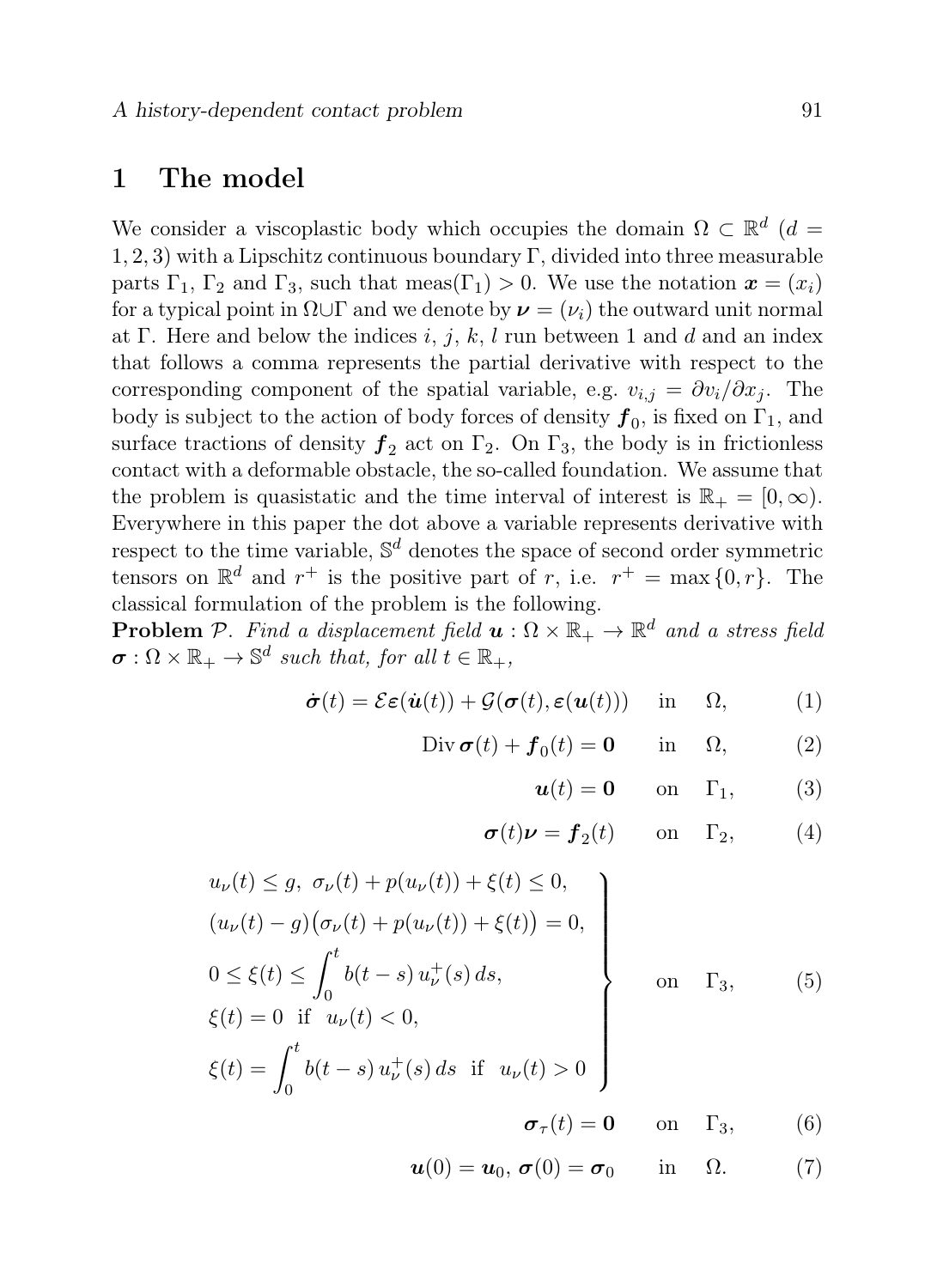## 1 The model

We consider a viscoplastic body which occupies the domain $\Omega \subset \mathbb{R}^d$ ($d = 1, 2, 3$) with a Lipschitz continuous boundary $\Gamma$, divided into three measurable parts $\Gamma_1$, $\Gamma_2$ and $\Gamma_3$, such that $\text{meas}(\Gamma_1) > 0$. We use the notation $\boldsymbol{x} = (x_i)$ for a typical point in $\Omega \cup \Gamma$ and we denote by $\boldsymbol{\nu} = (\nu_i)$ the outward unit normal at $\Gamma$. Here and below the indices $i$, $j$, $k$, $l$ run between 1 and $d$ and an index that follows a comma represents the partial derivative with respect to the corresponding component of the spatial variable, e.g. $v_{i,j} = \partial v_i / \partial x_j$. The body is subject to the action of body forces of density $\boldsymbol{f}_0$, is fixed on $\Gamma_1$, and surface tractions of density $\boldsymbol{f}_2$ act on $\Gamma_2$. On $\Gamma_3$, the body is in frictionless contact with a deformable obstacle, the so-called foundation. We assume that the problem is quasistatic and the time interval of interest is $\mathbb{R}_+ = [0, \infty)$. Everywhere in this paper the dot above a variable represents derivative with respect to the time variable, $\mathbb{S}^d$ denotes the space of second order symmetric tensors on $\mathbb{R}^d$ and $r^+$ is the positive part of $r$, i.e. $r^+ = \max\{0, r\}$. The classical formulation of the problem is the following.

**Problem** $\mathcal{P}$. *Find a displacement field* $\boldsymbol{u} : \Omega \times \mathbb{R}_+ \to \mathbb{R}^d$ *and a stress field* $\boldsymbol{\sigma} : \Omega \times \mathbb{R}_+ \to \mathbb{S}^d$ *such that, for all* $t \in \mathbb{R}_+$,

$$\dot{\boldsymbol{\sigma}}(t) = \mathcal{E}\boldsymbol{\varepsilon}(\dot{\boldsymbol{u}}(t)) + \mathcal{G}(\boldsymbol{\sigma}(t), \boldsymbol{\varepsilon}(\boldsymbol{u}(t))) \quad \text{in} \quad \Omega, \tag{1}$$

$$\text{Div}\, \boldsymbol{\sigma}(t) + \boldsymbol{f}_0(t) = \boldsymbol{0} \quad \text{in} \quad \Omega, \tag{2}$$

$$\boldsymbol{u}(t) = \boldsymbol{0} \quad \text{on} \quad \Gamma_1, \tag{3}$$

$$\boldsymbol{\sigma}(t)\boldsymbol{\nu} = \boldsymbol{f}_2(t) \quad \text{on} \quad \Gamma_2, \tag{4}$$

$$\left.\begin{array}{l}
u_\nu(t) \le g, \ \sigma_\nu(t) + p(u_\nu(t)) + \xi(t) \le 0, \\
(u_\nu(t) - g)\big(\sigma_\nu(t) + p(u_\nu(t)) + \xi(t)\big) = 0, \\
0 \le \xi(t) \le \displaystyle\int_0^t b(t-s)\, u_\nu^+(s)\, ds, \\
\xi(t) = 0 \ \text{ if } \ u_\nu(t) < 0, \\
\xi(t) = \displaystyle\int_0^t b(t-s)\, u_\nu^+(s)\, ds \ \text{ if } \ u_\nu(t) > 0
\end{array}\right\} \quad \text{on} \quad \Gamma_3, \tag{5}$$

$$\boldsymbol{\sigma}_\tau(t) = \boldsymbol{0} \quad \text{on} \quad \Gamma_3, \tag{6}$$

$$\boldsymbol{u}(0) = \boldsymbol{u}_0, \ \boldsymbol{\sigma}(0) = \boldsymbol{\sigma}_0 \quad \text{in} \quad \Omega. \tag{7}$$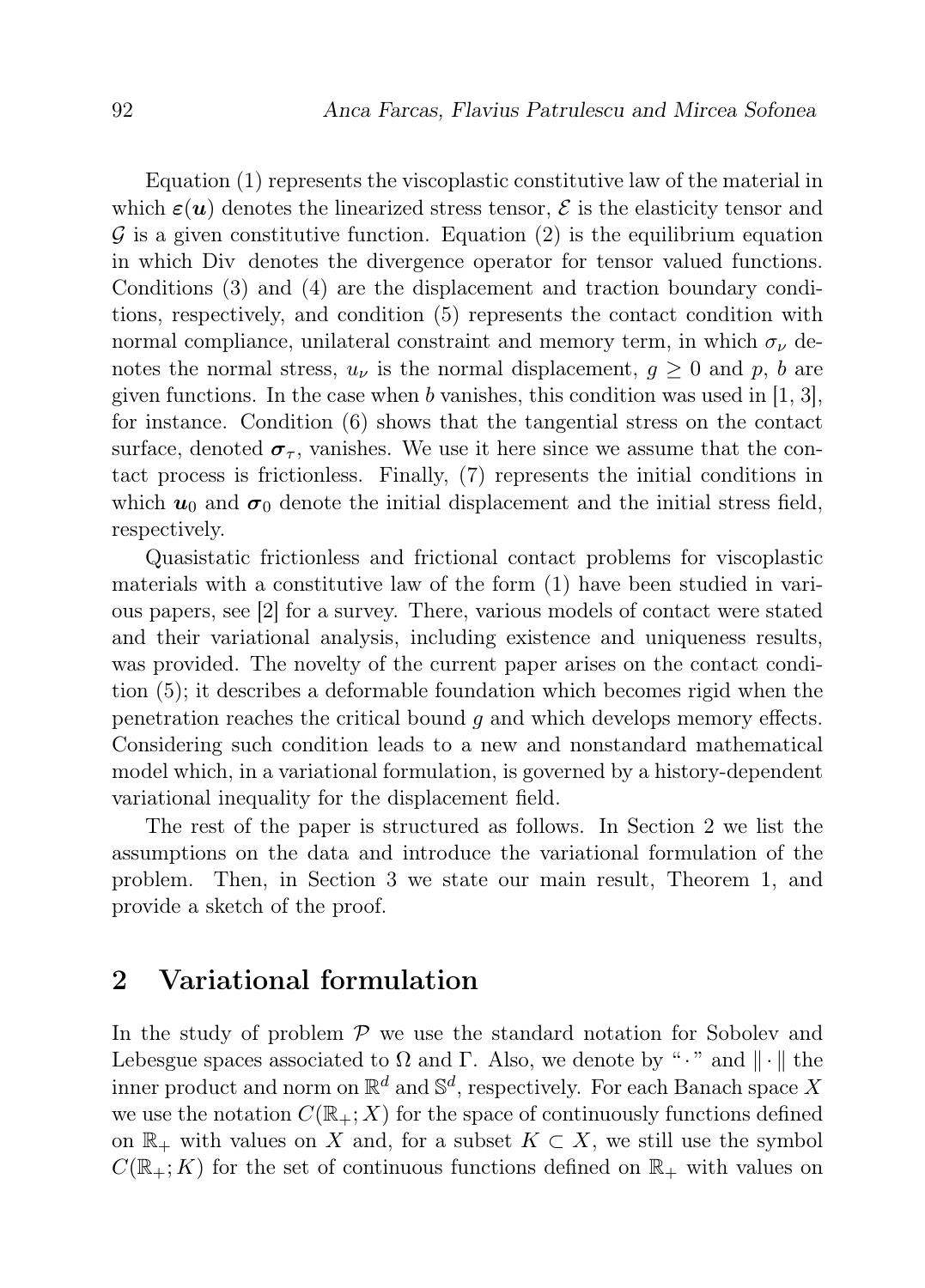Equation (1) represents the viscoplastic constitutive law of the material in which $\boldsymbol{\varepsilon}(\boldsymbol{u})$ denotes the linearized stress tensor, $\mathcal{E}$ is the elasticity tensor and $\mathcal{G}$ is a given constitutive function. Equation (2) is the equilibrium equation in which Div denotes the divergence operator for tensor valued functions. Conditions (3) and (4) are the displacement and traction boundary conditions, respectively, and condition (5) represents the contact condition with normal compliance, unilateral constraint and memory term, in which $\sigma_\nu$ denotes the normal stress, $u_\nu$ is the normal displacement, $g \geq 0$ and $p$, $b$ are given functions. In the case when $b$ vanishes, this condition was used in [1, 3], for instance. Condition (6) shows that the tangential stress on the contact surface, denoted $\boldsymbol{\sigma}_\tau$, vanishes. We use it here since we assume that the contact process is frictionless. Finally, (7) represents the initial conditions in which $\boldsymbol{u}_0$ and $\boldsymbol{\sigma}_0$ denote the initial displacement and the initial stress field, respectively.

Quasistatic frictionless and frictional contact problems for viscoplastic materials with a constitutive law of the form (1) have been studied in various papers, see [2] for a survey. There, various models of contact were stated and their variational analysis, including existence and uniqueness results, was provided. The novelty of the current paper arises on the contact condition (5); it describes a deformable foundation which becomes rigid when the penetration reaches the critical bound $g$ and which develops memory effects. Considering such condition leads to a new and nonstandard mathematical model which, in a variational formulation, is governed by a history-dependent variational inequality for the displacement field.

The rest of the paper is structured as follows. In Section 2 we list the assumptions on the data and introduce the variational formulation of the problem. Then, in Section 3 we state our main result, Theorem 1, and provide a sketch of the proof.

## 2 Variational formulation

In the study of problem $\mathcal{P}$ we use the standard notation for Sobolev and Lebesgue spaces associated to $\Omega$ and $\Gamma$. Also, we denote by "$\cdot$" and $\|\cdot\|$ the inner product and norm on $\mathbb{R}^d$ and $\mathbb{S}^d$, respectively. For each Banach space $X$ we use the notation $C(\mathbb{R}_+; X)$ for the space of continuously functions defined on $\mathbb{R}_+$ with values on $X$ and, for a subset $K \subset X$, we still use the symbol $C(\mathbb{R}_+; K)$ for the set of continuous functions defined on $\mathbb{R}_+$ with values on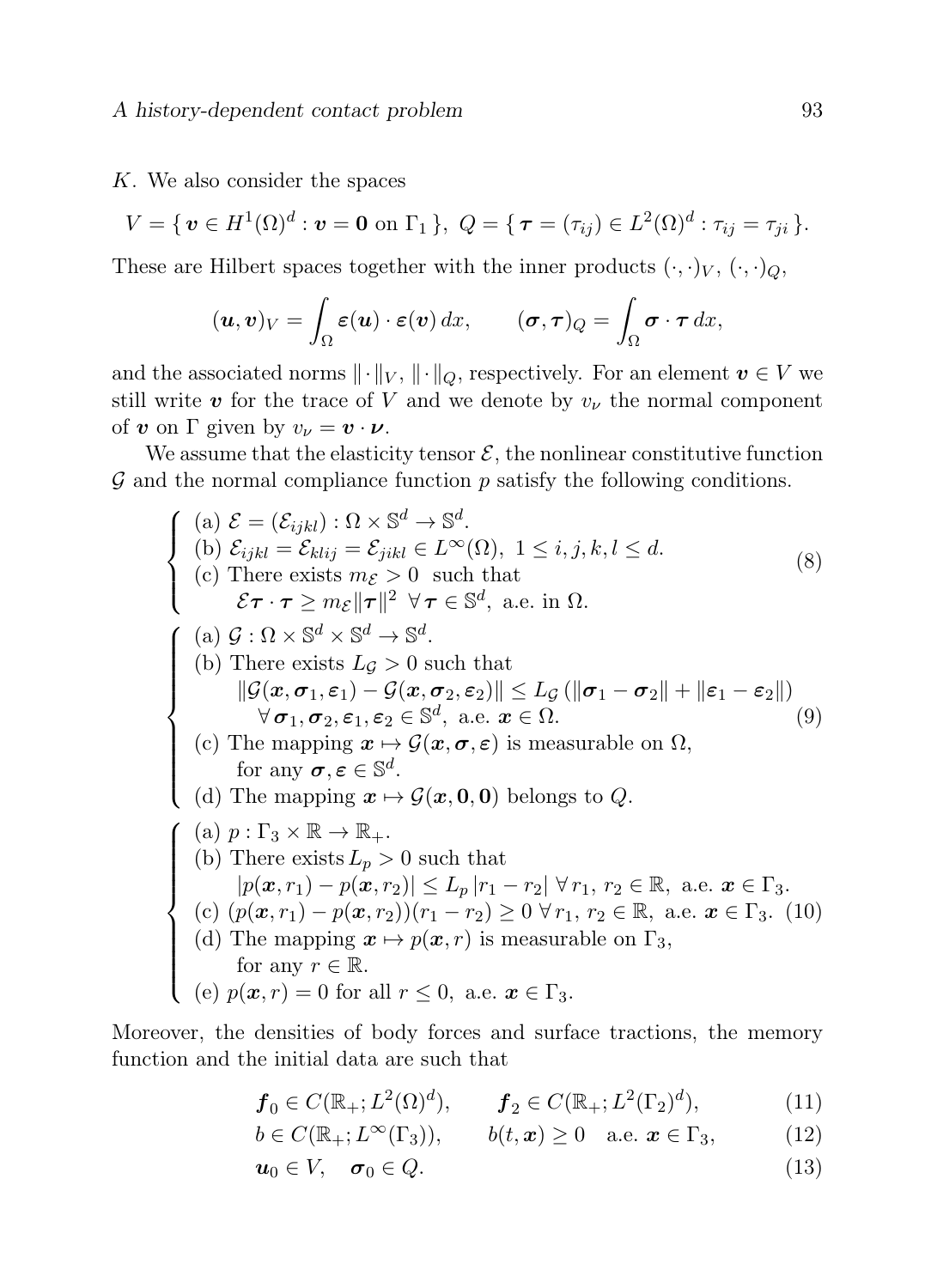$K$. We also consider the spaces

$$V = \{ \boldsymbol{v} \in H^1(\Omega)^d : \boldsymbol{v} = \boldsymbol{0} \text{ on } \Gamma_1 \},\ Q = \{ \boldsymbol{\tau} = (\tau_{ij}) \in L^2(\Omega)^d : \tau_{ij} = \tau_{ji} \}.$$

These are Hilbert spaces together with the inner products $(\cdot,\cdot)_V$, $(\cdot,\cdot)_Q$,

$$(\boldsymbol{u},\boldsymbol{v})_V = \int_\Omega \boldsymbol{\varepsilon}(\boldsymbol{u}) \cdot \boldsymbol{\varepsilon}(\boldsymbol{v})\, dx, \qquad (\boldsymbol{\sigma},\boldsymbol{\tau})_Q = \int_\Omega \boldsymbol{\sigma} \cdot \boldsymbol{\tau}\, dx,$$

and the associated norms $\|\cdot\|_V$, $\|\cdot\|_Q$, respectively. For an element $\boldsymbol{v} \in V$ we still write $\boldsymbol{v}$ for the trace of $V$ and we denote by $v_\nu$ the normal component of $\boldsymbol{v}$ on $\Gamma$ given by $v_\nu = \boldsymbol{v} \cdot \boldsymbol{\nu}$.

We assume that the elasticity tensor $\mathcal{E}$, the nonlinear constitutive function $\mathcal{G}$ and the normal compliance function $p$ satisfy the following conditions.

$$\left\{ \begin{array}{l} \text{(a) } \mathcal{E} = (\mathcal{E}_{ijkl}) : \Omega \times \mathbb{S}^d \to \mathbb{S}^d. \\ \text{(b) } \mathcal{E}_{ijkl} = \mathcal{E}_{klij} = \mathcal{E}_{jikl} \in L^\infty(\Omega),\ 1 \le i,j,k,l \le d. \\ \text{(c) There exists } m_{\mathcal{E}} > 0 \text{ such that} \\ \qquad \mathcal{E}\boldsymbol{\tau} \cdot \boldsymbol{\tau} \ge m_{\mathcal{E}} \|\boldsymbol{\tau}\|^2 \ \ \forall\, \boldsymbol{\tau} \in \mathbb{S}^d, \text{ a.e. in } \Omega. \end{array} \right. \tag{8}$$

$$\left\{ \begin{array}{l} \text{(a) } \mathcal{G} : \Omega \times \mathbb{S}^d \times \mathbb{S}^d \to \mathbb{S}^d. \\ \text{(b) There exists } L_{\mathcal{G}} > 0 \text{ such that} \\ \qquad \|\mathcal{G}(\boldsymbol{x},\boldsymbol{\sigma}_1,\boldsymbol{\varepsilon}_1) - \mathcal{G}(\boldsymbol{x},\boldsymbol{\sigma}_2,\boldsymbol{\varepsilon}_2)\| \le L_{\mathcal{G}} \left( \|\boldsymbol{\sigma}_1 - \boldsymbol{\sigma}_2\| + \|\boldsymbol{\varepsilon}_1 - \boldsymbol{\varepsilon}_2\| \right) \\ \qquad\quad \forall\, \boldsymbol{\sigma}_1, \boldsymbol{\sigma}_2, \boldsymbol{\varepsilon}_1, \boldsymbol{\varepsilon}_2 \in \mathbb{S}^d, \text{ a.e. } \boldsymbol{x} \in \Omega. \\ \text{(c) The mapping } \boldsymbol{x} \mapsto \mathcal{G}(\boldsymbol{x},\boldsymbol{\sigma},\boldsymbol{\varepsilon}) \text{ is measurable on } \Omega, \\ \qquad \text{for any } \boldsymbol{\sigma}, \boldsymbol{\varepsilon} \in \mathbb{S}^d. \\ \text{(d) The mapping } \boldsymbol{x} \mapsto \mathcal{G}(\boldsymbol{x},\boldsymbol{0},\boldsymbol{0}) \text{ belongs to } Q. \end{array} \right. \tag{9}$$

$$\left\{ \begin{array}{l} \text{(a) } p : \Gamma_3 \times \mathbb{R} \to \mathbb{R}_+. \\ \text{(b) There exists } L_p > 0 \text{ such that} \\ \qquad |p(\boldsymbol{x},r_1) - p(\boldsymbol{x},r_2)| \le L_p\, |r_1 - r_2| \ \forall\, r_1,\, r_2 \in \mathbb{R}, \text{ a.e. } \boldsymbol{x} \in \Gamma_3. \\ \text{(c) } (p(\boldsymbol{x},r_1) - p(\boldsymbol{x},r_2))(r_1 - r_2) \ge 0 \ \forall\, r_1,\, r_2 \in \mathbb{R}, \text{ a.e. } \boldsymbol{x} \in \Gamma_3. \\ \text{(d) The mapping } \boldsymbol{x} \mapsto p(\boldsymbol{x},r) \text{ is measurable on } \Gamma_3, \\ \qquad \text{for any } r \in \mathbb{R}. \\ \text{(e) } p(\boldsymbol{x},r) = 0 \text{ for all } r \le 0, \text{ a.e. } \boldsymbol{x} \in \Gamma_3. \end{array} \right. \tag{10}$$

Moreover, the densities of body forces and surface tractions, the memory function and the initial data are such that

$$\boldsymbol{f}_0 \in C(\mathbb{R}_+; L^2(\Omega)^d), \qquad \boldsymbol{f}_2 \in C(\mathbb{R}_+; L^2(\Gamma_2)^d), \tag{11}$$

$$b \in C(\mathbb{R}_+; L^\infty(\Gamma_3)), \qquad b(t,\boldsymbol{x}) \ge 0 \quad \text{a.e. } \boldsymbol{x} \in \Gamma_3, \tag{12}$$

$$\boldsymbol{u}_0 \in V, \quad \boldsymbol{\sigma}_0 \in Q. \tag{13}$$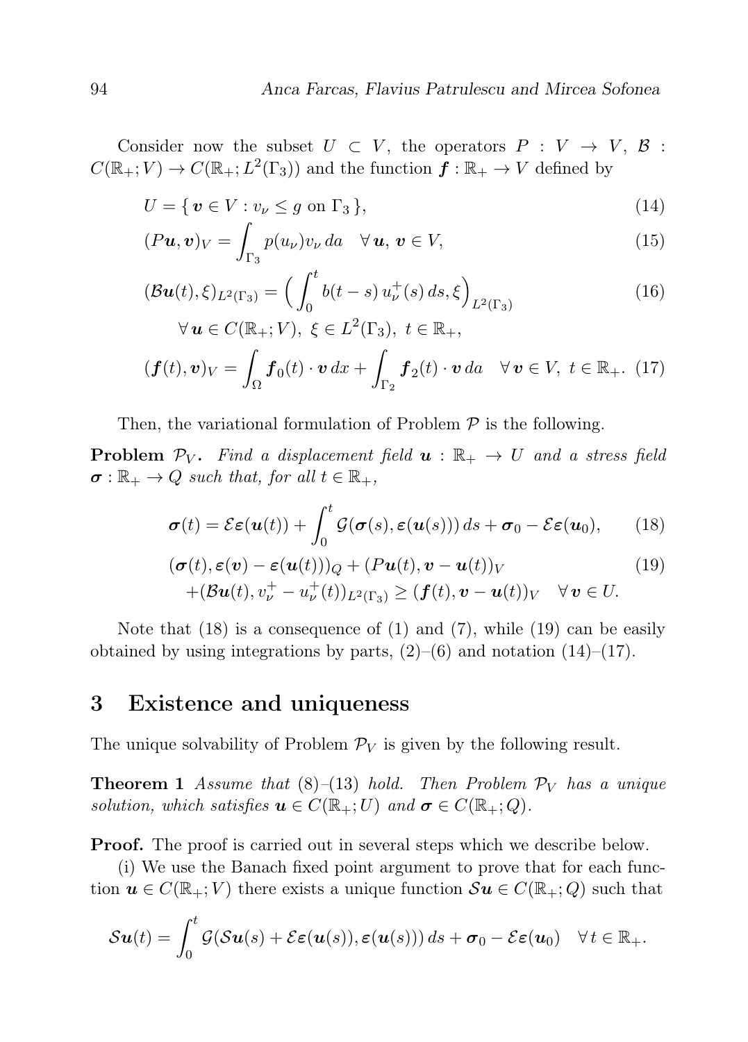Consider now the subset $U \subset V$, the operators $P : V \to V$, $\mathcal{B} : C(\mathbb{R}_+; V) \to C(\mathbb{R}_+; L^2(\Gamma_3))$ and the function $\boldsymbol{f} : \mathbb{R}_+ \to V$ defined by

$$U = \{ \boldsymbol{v} \in V : v_\nu \leq g \text{ on } \Gamma_3 \}, \tag{14}$$

$$(P\boldsymbol{u}, \boldsymbol{v})_V = \int_{\Gamma_3} p(u_\nu) v_\nu \, da \quad \forall \, \boldsymbol{u}, \, \boldsymbol{v} \in V, \tag{15}$$

$$(\mathcal{B}\boldsymbol{u}(t), \xi)_{L^2(\Gamma_3)} = \Big( \int_0^t b(t-s) \, u_\nu^+(s) \, ds, \xi \Big)_{L^2(\Gamma_3)} \tag{16}$$
$$\forall \, \boldsymbol{u} \in C(\mathbb{R}_+; V), \; \xi \in L^2(\Gamma_3), \; t \in \mathbb{R}_+,$$

$$(\boldsymbol{f}(t), \boldsymbol{v})_V = \int_\Omega \boldsymbol{f}_0(t) \cdot \boldsymbol{v} \, dx + \int_{\Gamma_2} \boldsymbol{f}_2(t) \cdot \boldsymbol{v} \, da \quad \forall \, \boldsymbol{v} \in V, \; t \in \mathbb{R}_+. \tag{17}$$

Then, the variational formulation of Problem $\mathcal{P}$ is the following.

**Problem $\mathcal{P}_V$.** *Find a displacement field $\boldsymbol{u} : \mathbb{R}_+ \to U$ and a stress field $\boldsymbol{\sigma} : \mathbb{R}_+ \to Q$ such that, for all $t \in \mathbb{R}_+$,*

$$\boldsymbol{\sigma}(t) = \mathcal{E}\boldsymbol{\varepsilon}(\boldsymbol{u}(t)) + \int_0^t \mathcal{G}(\boldsymbol{\sigma}(s), \boldsymbol{\varepsilon}(\boldsymbol{u}(s))) \, ds + \boldsymbol{\sigma}_0 - \mathcal{E}\boldsymbol{\varepsilon}(\boldsymbol{u}_0), \tag{18}$$

$$(\boldsymbol{\sigma}(t), \boldsymbol{\varepsilon}(\boldsymbol{v}) - \boldsymbol{\varepsilon}(\boldsymbol{u}(t)))_Q + (P\boldsymbol{u}(t), \boldsymbol{v} - \boldsymbol{u}(t))_V \tag{19}$$
$$+ (\mathcal{B}\boldsymbol{u}(t), v_\nu^+ - u_\nu^+(t))_{L^2(\Gamma_3)} \geq (\boldsymbol{f}(t), \boldsymbol{v} - \boldsymbol{u}(t))_V \quad \forall \, \boldsymbol{v} \in U.$$

Note that (18) is a consequence of (1) and (7), while (19) can be easily obtained by using integrations by parts, (2)–(6) and notation (14)–(17).

## 3 Existence and uniqueness

The unique solvability of Problem $\mathcal{P}_V$ is given by the following result.

**Theorem 1** *Assume that (8)–(13) hold. Then Problem $\mathcal{P}_V$ has a unique solution, which satisfies $\boldsymbol{u} \in C(\mathbb{R}_+; U)$ and $\boldsymbol{\sigma} \in C(\mathbb{R}_+; Q)$.*

**Proof.** The proof is carried out in several steps which we describe below.

(i) We use the Banach fixed point argument to prove that for each function $\boldsymbol{u} \in C(\mathbb{R}_+; V)$ there exists a unique function $\mathcal{S}\boldsymbol{u} \in C(\mathbb{R}_+; Q)$ such that

$$\mathcal{S}\boldsymbol{u}(t) = \int_0^t \mathcal{G}(\mathcal{S}\boldsymbol{u}(s) + \mathcal{E}\boldsymbol{\varepsilon}(\boldsymbol{u}(s)), \boldsymbol{\varepsilon}(\boldsymbol{u}(s))) \, ds + \boldsymbol{\sigma}_0 - \mathcal{E}\boldsymbol{\varepsilon}(\boldsymbol{u}_0) \quad \forall \, t \in \mathbb{R}_+.$$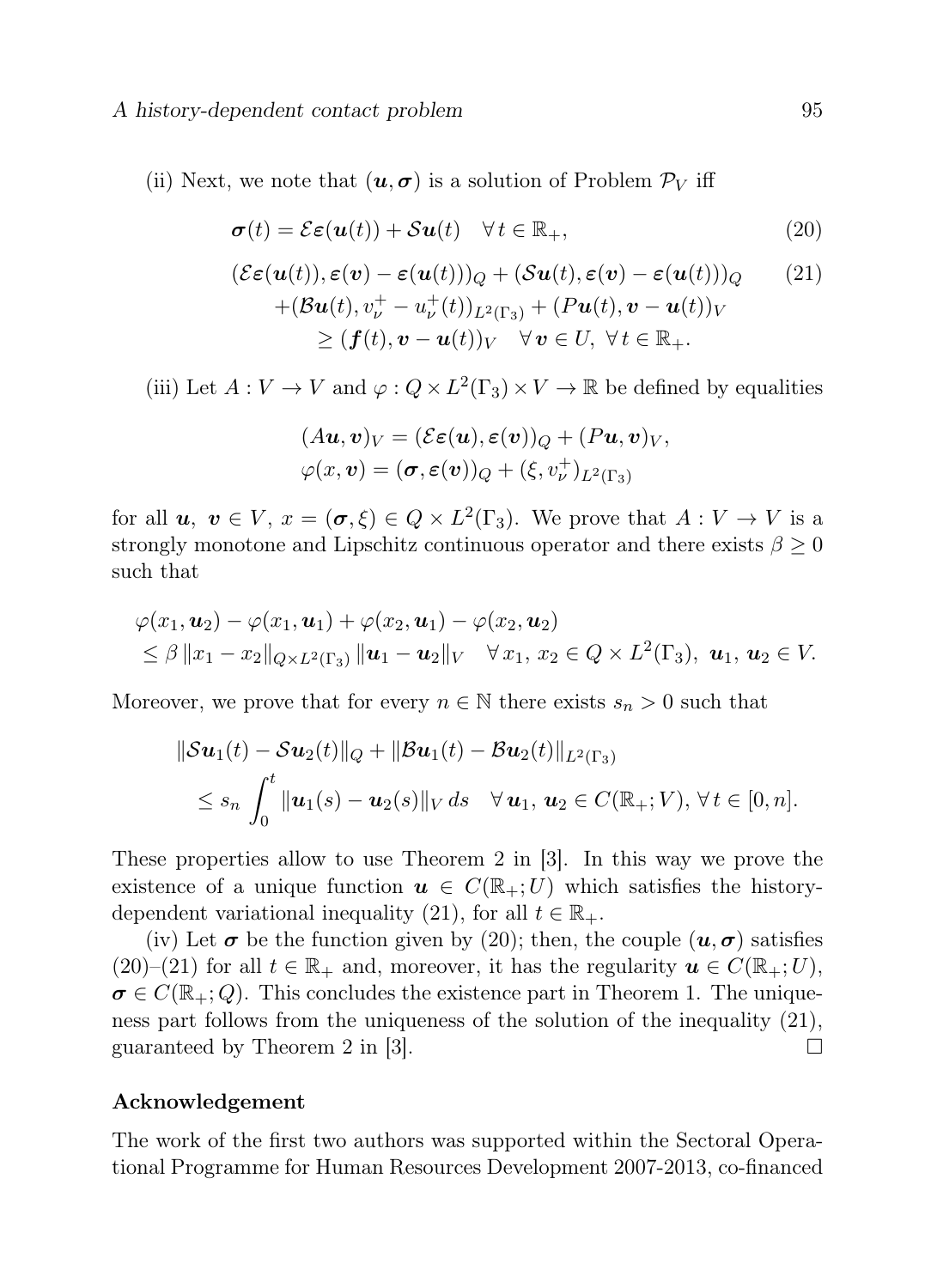(ii) Next, we note that $(\boldsymbol{u}, \boldsymbol{\sigma})$ is a solution of Problem $\mathcal{P}_V$ iff

$$\boldsymbol{\sigma}(t) = \mathcal{E}\boldsymbol{\varepsilon}(\boldsymbol{u}(t)) + \mathcal{S}\boldsymbol{u}(t) \quad \forall\, t \in \mathbb{R}_+, \tag{20}$$

$$\begin{aligned}
&(\mathcal{E}\boldsymbol{\varepsilon}(\boldsymbol{u}(t)), \boldsymbol{\varepsilon}(\boldsymbol{v}) - \boldsymbol{\varepsilon}(\boldsymbol{u}(t)))_Q + (\mathcal{S}\boldsymbol{u}(t), \boldsymbol{\varepsilon}(\boldsymbol{v}) - \boldsymbol{\varepsilon}(\boldsymbol{u}(t)))_Q \\
&\quad + (\mathcal{B}\boldsymbol{u}(t), v_\nu^+ - u_\nu^+(t))_{L^2(\Gamma_3)} + (P\boldsymbol{u}(t), \boldsymbol{v} - \boldsymbol{u}(t))_V \\
&\qquad \geq (\boldsymbol{f}(t), \boldsymbol{v} - \boldsymbol{u}(t))_V \quad \forall\, \boldsymbol{v} \in U,\ \forall\, t \in \mathbb{R}_+.
\end{aligned} \tag{21}$$

(iii) Let $A : V \to V$ and $\varphi : Q \times L^2(\Gamma_3) \times V \to \mathbb{R}$ be defined by equalities

$$\begin{aligned}
&(A\boldsymbol{u}, \boldsymbol{v})_V = (\mathcal{E}\boldsymbol{\varepsilon}(\boldsymbol{u}), \boldsymbol{\varepsilon}(\boldsymbol{v}))_Q + (P\boldsymbol{u}, \boldsymbol{v})_V, \\
&\varphi(x, \boldsymbol{v}) = (\boldsymbol{\sigma}, \boldsymbol{\varepsilon}(\boldsymbol{v}))_Q + (\xi, v_\nu^+)_{L^2(\Gamma_3)}
\end{aligned}$$

for all $\boldsymbol{u},\ \boldsymbol{v} \in V$, $x = (\boldsymbol{\sigma}, \xi) \in Q \times L^2(\Gamma_3)$. We prove that $A : V \to V$ is a strongly monotone and Lipschitz continuous operator and there exists $\beta \geq 0$ such that

$$\begin{aligned}
&\varphi(x_1, \boldsymbol{u}_2) - \varphi(x_1, \boldsymbol{u}_1) + \varphi(x_2, \boldsymbol{u}_1) - \varphi(x_2, \boldsymbol{u}_2) \\
&\leq \beta\, \|x_1 - x_2\|_{Q \times L^2(\Gamma_3)}\, \|\boldsymbol{u}_1 - \boldsymbol{u}_2\|_V \quad \forall\, x_1,\, x_2 \in Q \times L^2(\Gamma_3),\ \boldsymbol{u}_1,\, \boldsymbol{u}_2 \in V.
\end{aligned}$$

Moreover, we prove that for every $n \in \mathbb{N}$ there exists $s_n > 0$ such that

$$\begin{aligned}
&\|\mathcal{S}\boldsymbol{u}_1(t) - \mathcal{S}\boldsymbol{u}_2(t)\|_Q + \|\mathcal{B}\boldsymbol{u}_1(t) - \mathcal{B}\boldsymbol{u}_2(t)\|_{L^2(\Gamma_3)} \\
&\quad \leq s_n \int_0^t \|\boldsymbol{u}_1(s) - \boldsymbol{u}_2(s)\|_V\, ds \quad \forall\, \boldsymbol{u}_1,\, \boldsymbol{u}_2 \in C(\mathbb{R}_+; V),\ \forall\, t \in [0, n].
\end{aligned}$$

These properties allow to use Theorem 2 in [3]. In this way we prove the existence of a unique function $\boldsymbol{u} \in C(\mathbb{R}_+; U)$ which satisfies the history-dependent variational inequality (21), for all $t \in \mathbb{R}_+$.

(iv) Let $\boldsymbol{\sigma}$ be the function given by (20); then, the couple $(\boldsymbol{u}, \boldsymbol{\sigma})$ satisfies (20)–(21) for all $t \in \mathbb{R}_+$ and, moreover, it has the regularity $\boldsymbol{u} \in C(\mathbb{R}_+; U)$, $\boldsymbol{\sigma} \in C(\mathbb{R}_+; Q)$. This concludes the existence part in Theorem 1. The uniqueness part follows from the uniqueness of the solution of the inequality (21), guaranteed by Theorem 2 in [3]. □

**Acknowledgement**

The work of the first two authors was supported within the Sectoral Operational Programme for Human Resources Development 2007-2013, co-financed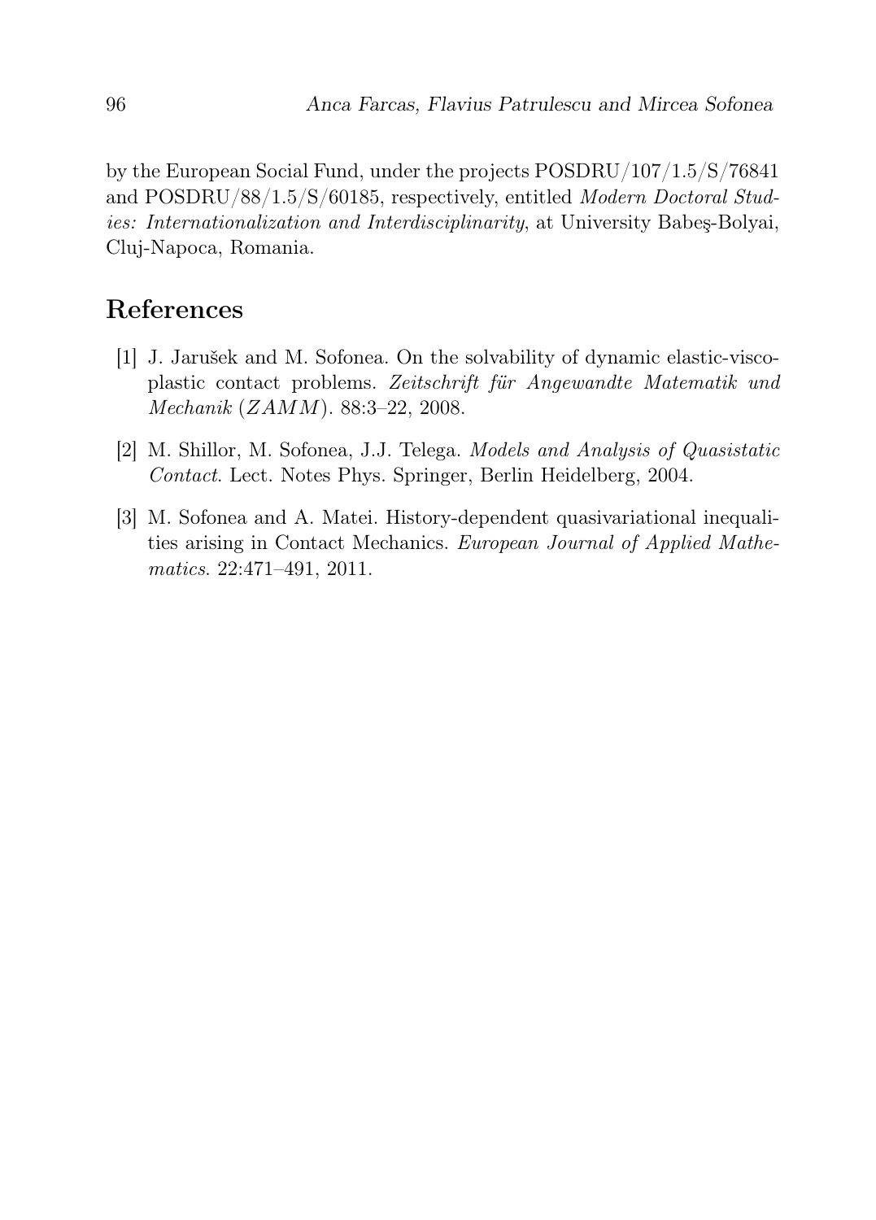by the European Social Fund, under the projects POSDRU/107/1.5/S/76841 and POSDRU/88/1.5/S/60185, respectively, entitled *Modern Doctoral Studies: Internationalization and Interdisciplinarity*, at University Babeş-Bolyai, Cluj-Napoca, Romania.

## References

[1] J. Jarušek and M. Sofonea. On the solvability of dynamic elastic-visco-plastic contact problems. *Zeitschrift für Angewandte Matematik und Mechanik* (*ZAMM*). 88:3–22, 2008.

[2] M. Shillor, M. Sofonea, J.J. Telega. *Models and Analysis of Quasistatic Contact*. Lect. Notes Phys. Springer, Berlin Heidelberg, 2004.

[3] M. Sofonea and A. Matei. History-dependent quasivariational inequalities arising in Contact Mechanics. *European Journal of Applied Mathematics*. 22:471–491, 2011.